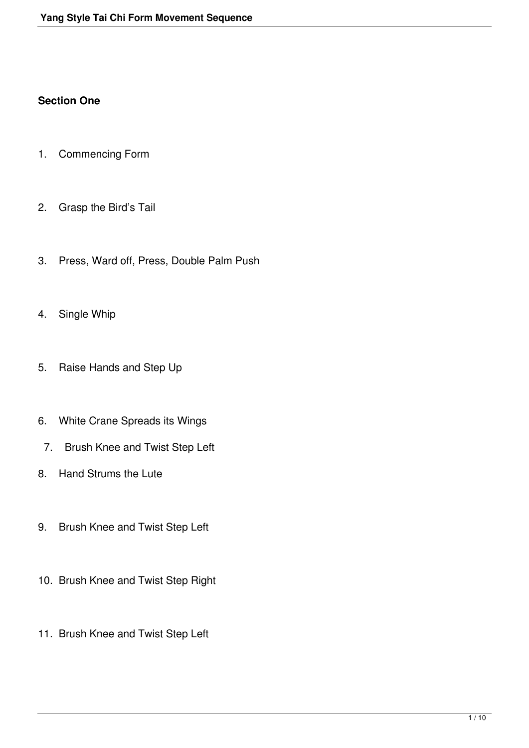## Section One

1. Commencing Form
2. Grasp the Bird's Tail
3. Press, Ward off, Press, Double Palm Push
4. Single Whip
5. Raise Hands and Step Up
6. White Crane Spreads its Wings
7. Brush Knee and Twist Step Left
8. Hand Strums the Lute
9. Brush Knee and Twist Step Left
10. Brush Knee and Twist Step Right
11. Brush Knee and Twist Step Left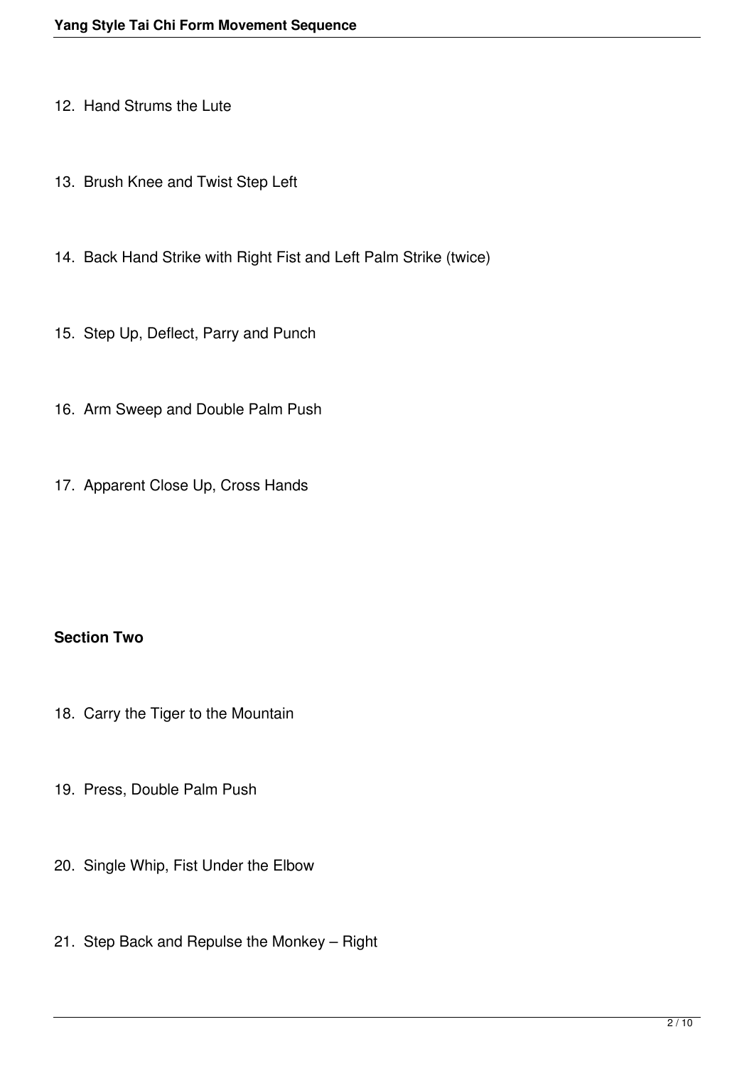12. Hand Strums the Lute

13. Brush Knee and Twist Step Left

14. Back Hand Strike with Right Fist and Left Palm Strike (twice)

15. Step Up, Deflect, Parry and Punch

16. Arm Sweep and Double Palm Push

17. Apparent Close Up, Cross Hands

**Section Two**

18. Carry the Tiger to the Mountain

19. Press, Double Palm Push

20. Single Whip, Fist Under the Elbow

21. Step Back and Repulse the Monkey – Right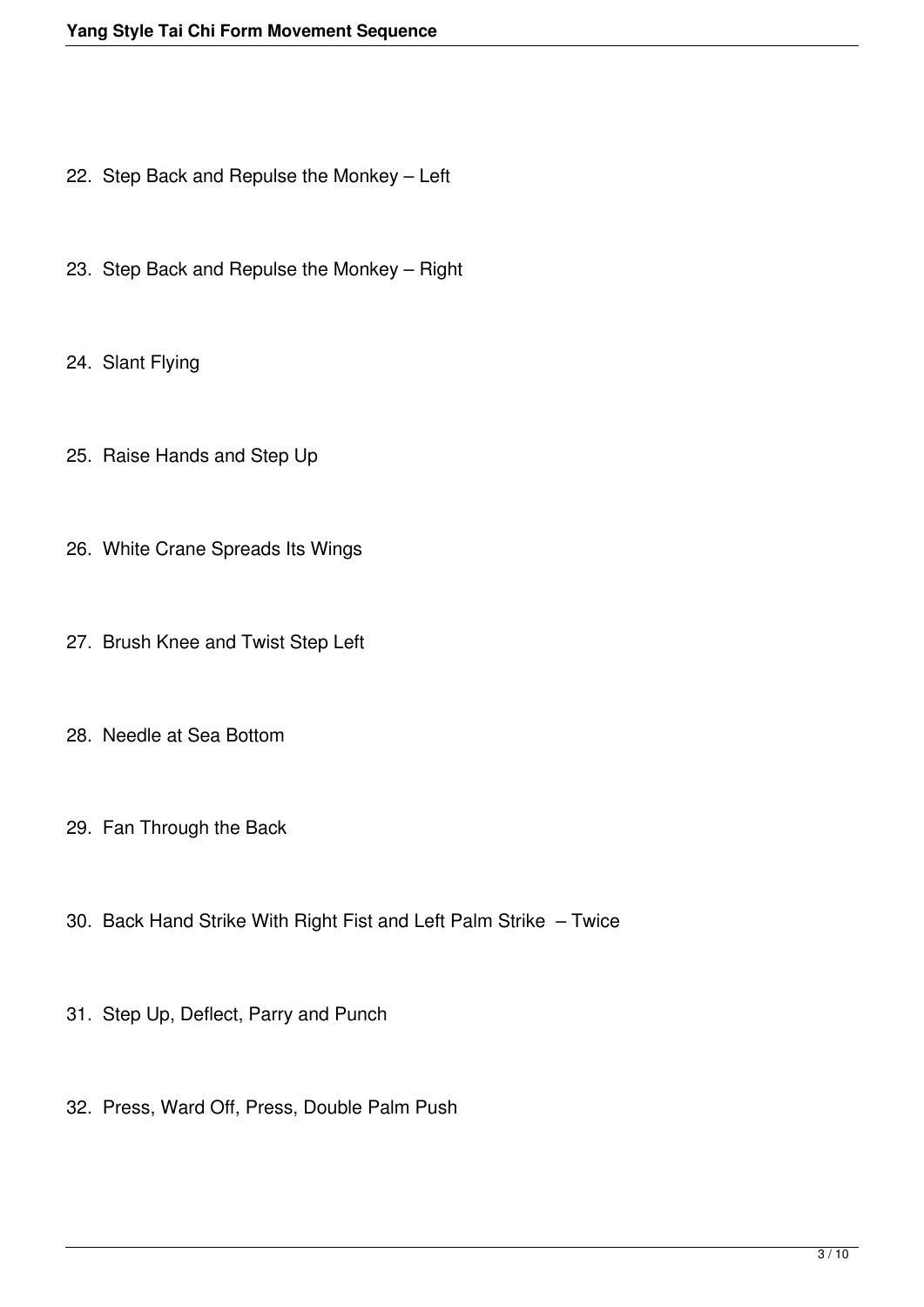22. Step Back and Repulse the Monkey – Left

23. Step Back and Repulse the Monkey – Right

24. Slant Flying

25. Raise Hands and Step Up

26. White Crane Spreads Its Wings

27. Brush Knee and Twist Step Left

28. Needle at Sea Bottom

29. Fan Through the Back

30. Back Hand Strike With Right Fist and Left Palm Strike – Twice

31. Step Up, Deflect, Parry and Punch

32. Press, Ward Off, Press, Double Palm Push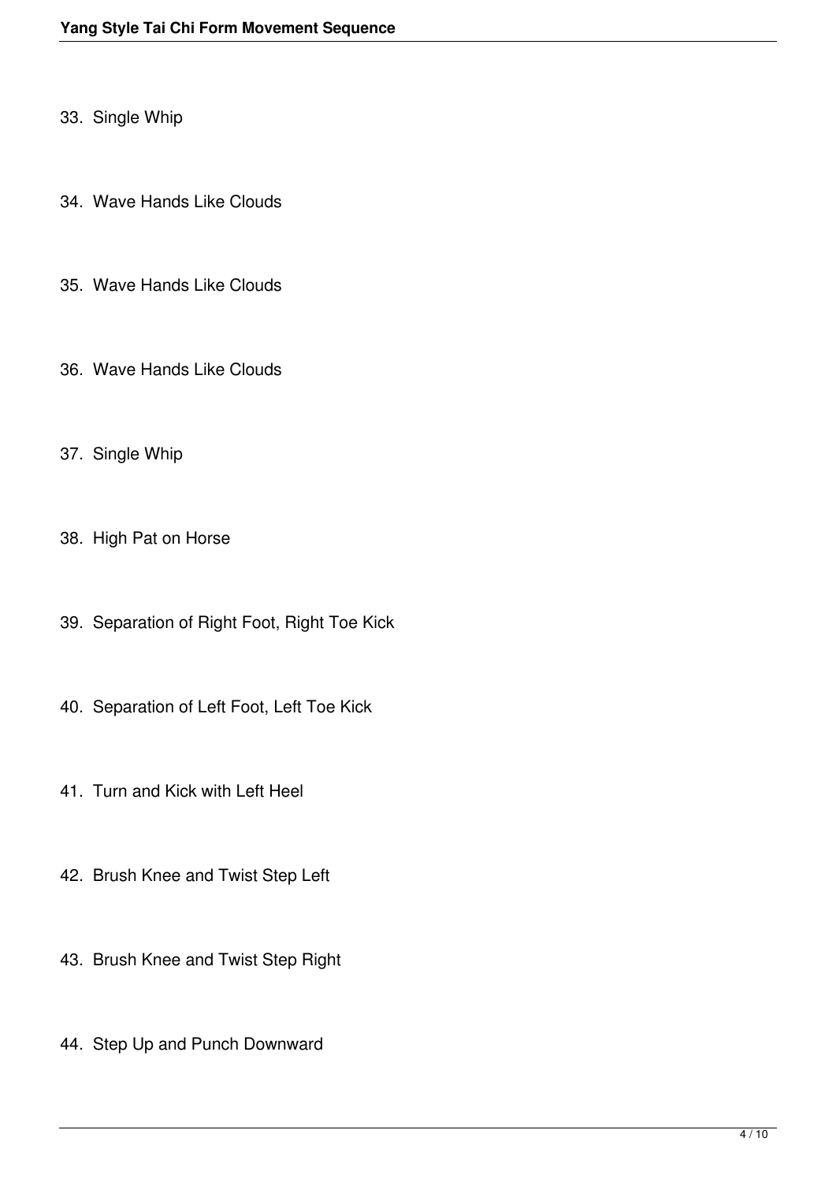33. Single Whip

34. Wave Hands Like Clouds

35. Wave Hands Like Clouds

36. Wave Hands Like Clouds

37. Single Whip

38. High Pat on Horse

39. Separation of Right Foot, Right Toe Kick

40. Separation of Left Foot, Left Toe Kick

41. Turn and Kick with Left Heel

42. Brush Knee and Twist Step Left

43. Brush Knee and Twist Step Right

44. Step Up and Punch Downward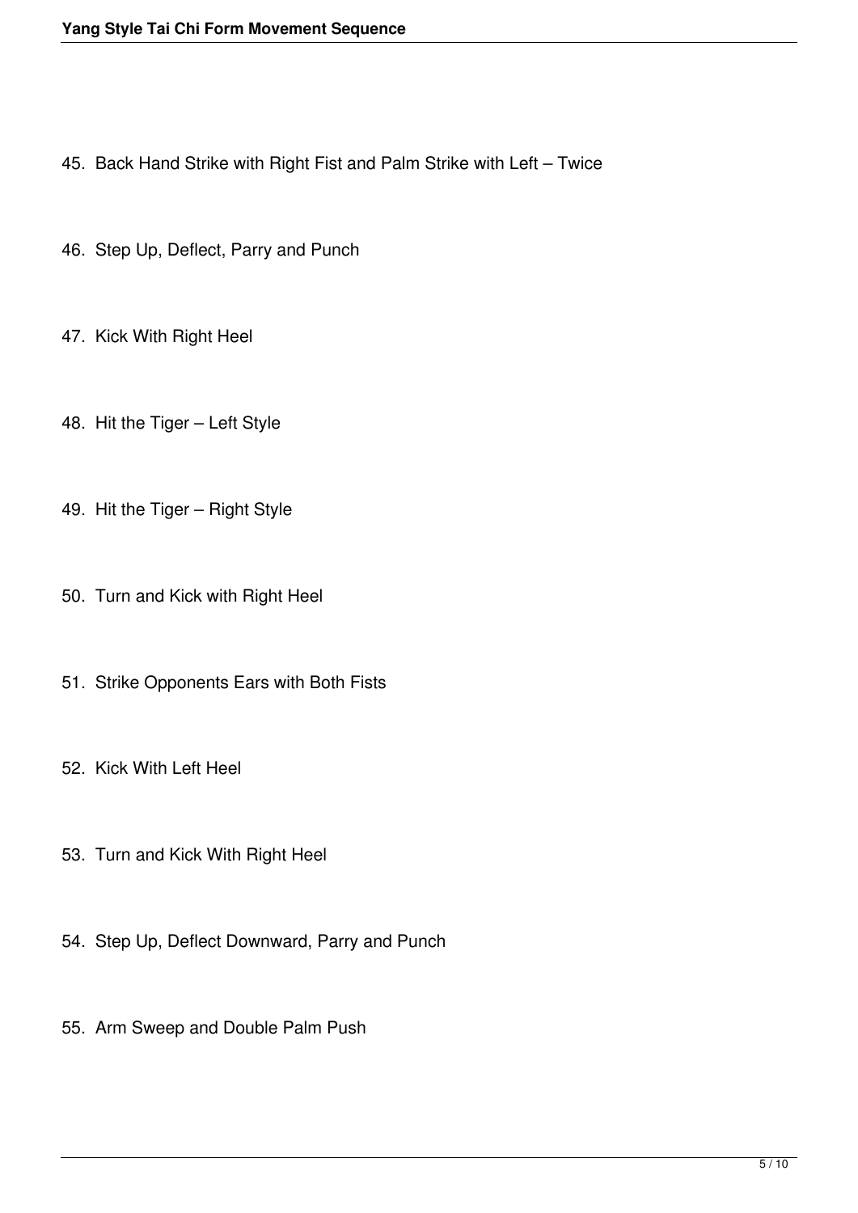45. Back Hand Strike with Right Fist and Palm Strike with Left – Twice

46. Step Up, Deflect, Parry and Punch

47. Kick With Right Heel

48. Hit the Tiger – Left Style

49. Hit the Tiger – Right Style

50. Turn and Kick with Right Heel

51. Strike Opponents Ears with Both Fists

52. Kick With Left Heel

53. Turn and Kick With Right Heel

54. Step Up, Deflect Downward, Parry and Punch

55. Arm Sweep and Double Palm Push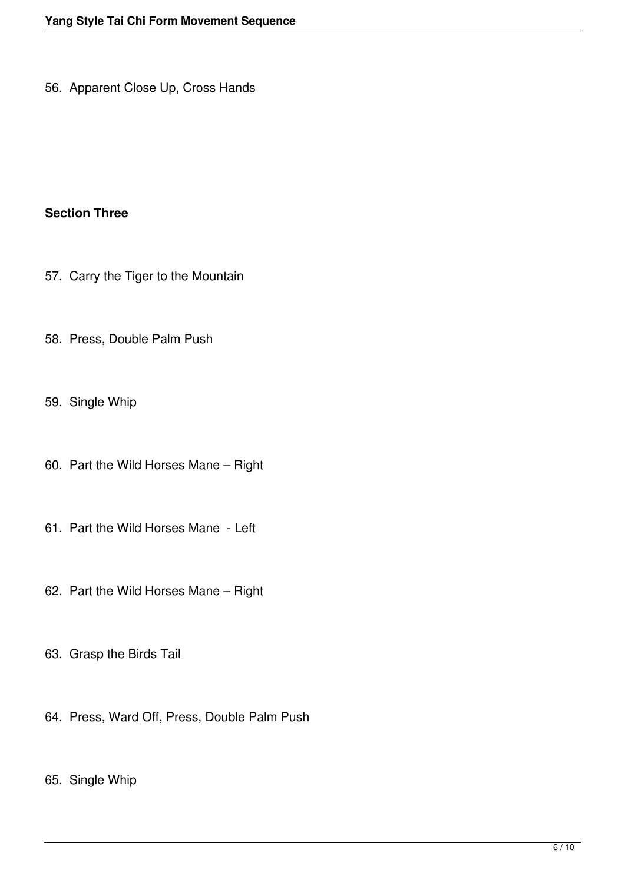56. Apparent Close Up, Cross Hands

**Section Three**

57. Carry the Tiger to the Mountain

58. Press, Double Palm Push

59. Single Whip

60. Part the Wild Horses Mane – Right

61. Part the Wild Horses Mane - Left

62. Part the Wild Horses Mane – Right

63. Grasp the Birds Tail

64. Press, Ward Off, Press, Double Palm Push

65. Single Whip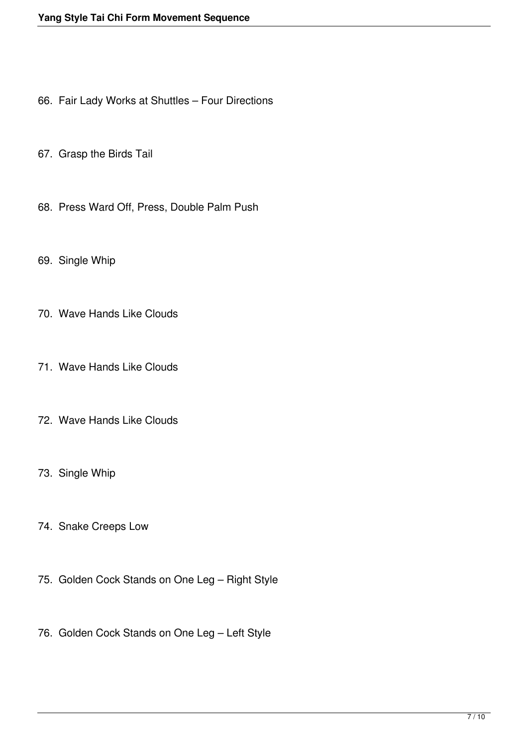66. Fair Lady Works at Shuttles – Four Directions

67. Grasp the Birds Tail

68. Press Ward Off, Press, Double Palm Push

69. Single Whip

70. Wave Hands Like Clouds

71. Wave Hands Like Clouds

72. Wave Hands Like Clouds

73. Single Whip

74. Snake Creeps Low

75. Golden Cock Stands on One Leg – Right Style

76. Golden Cock Stands on One Leg – Left Style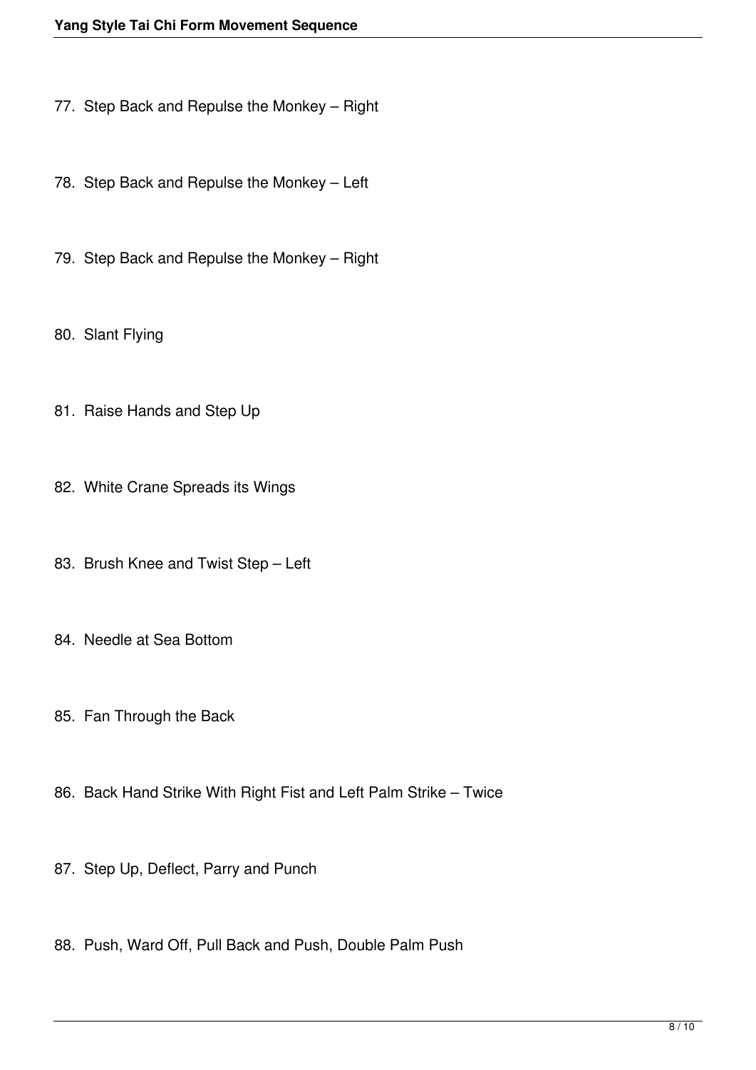77. Step Back and Repulse the Monkey – Right

78. Step Back and Repulse the Monkey – Left

79. Step Back and Repulse the Monkey – Right

80. Slant Flying

81. Raise Hands and Step Up

82. White Crane Spreads its Wings

83. Brush Knee and Twist Step – Left

84. Needle at Sea Bottom

85. Fan Through the Back

86. Back Hand Strike With Right Fist and Left Palm Strike – Twice

87. Step Up, Deflect, Parry and Punch

88. Push, Ward Off, Pull Back and Push, Double Palm Push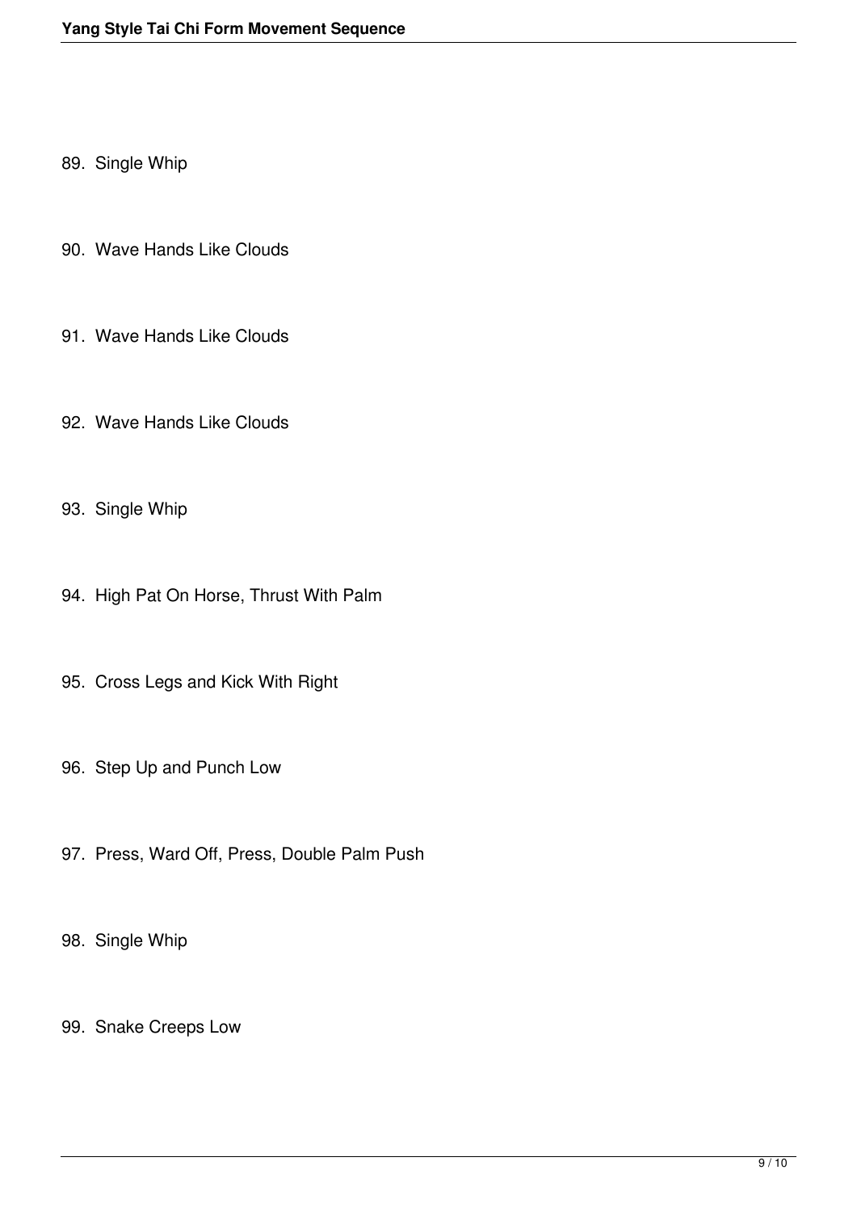89. Single Whip

90. Wave Hands Like Clouds

91. Wave Hands Like Clouds

92. Wave Hands Like Clouds

93. Single Whip

94. High Pat On Horse, Thrust With Palm

95. Cross Legs and Kick With Right

96. Step Up and Punch Low

97. Press, Ward Off, Press, Double Palm Push

98. Single Whip

99. Snake Creeps Low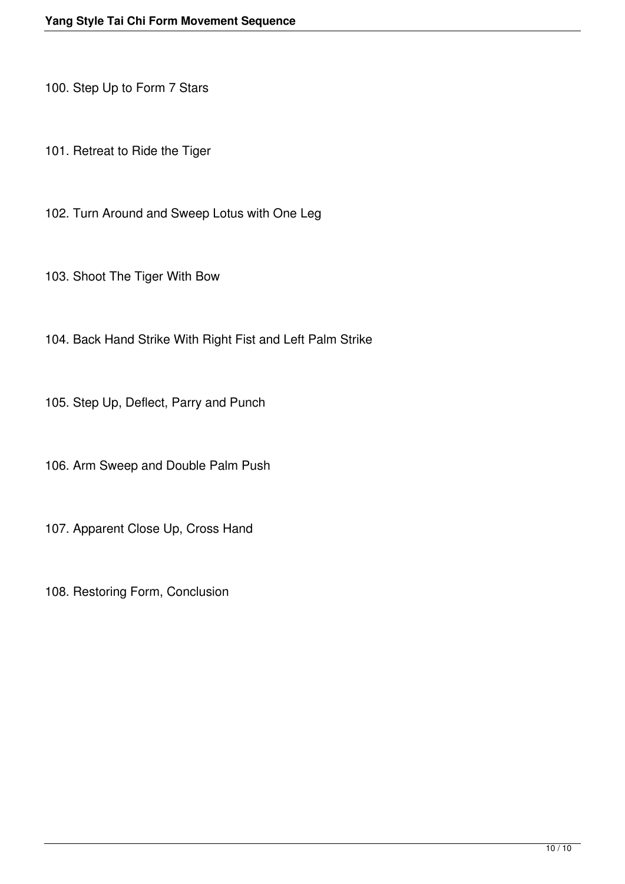100. Step Up to Form 7 Stars

101. Retreat to Ride the Tiger

102. Turn Around and Sweep Lotus with One Leg

103. Shoot The Tiger With Bow

104. Back Hand Strike With Right Fist and Left Palm Strike

105. Step Up, Deflect, Parry and Punch

106. Arm Sweep and Double Palm Push

107. Apparent Close Up, Cross Hand

108. Restoring Form, Conclusion